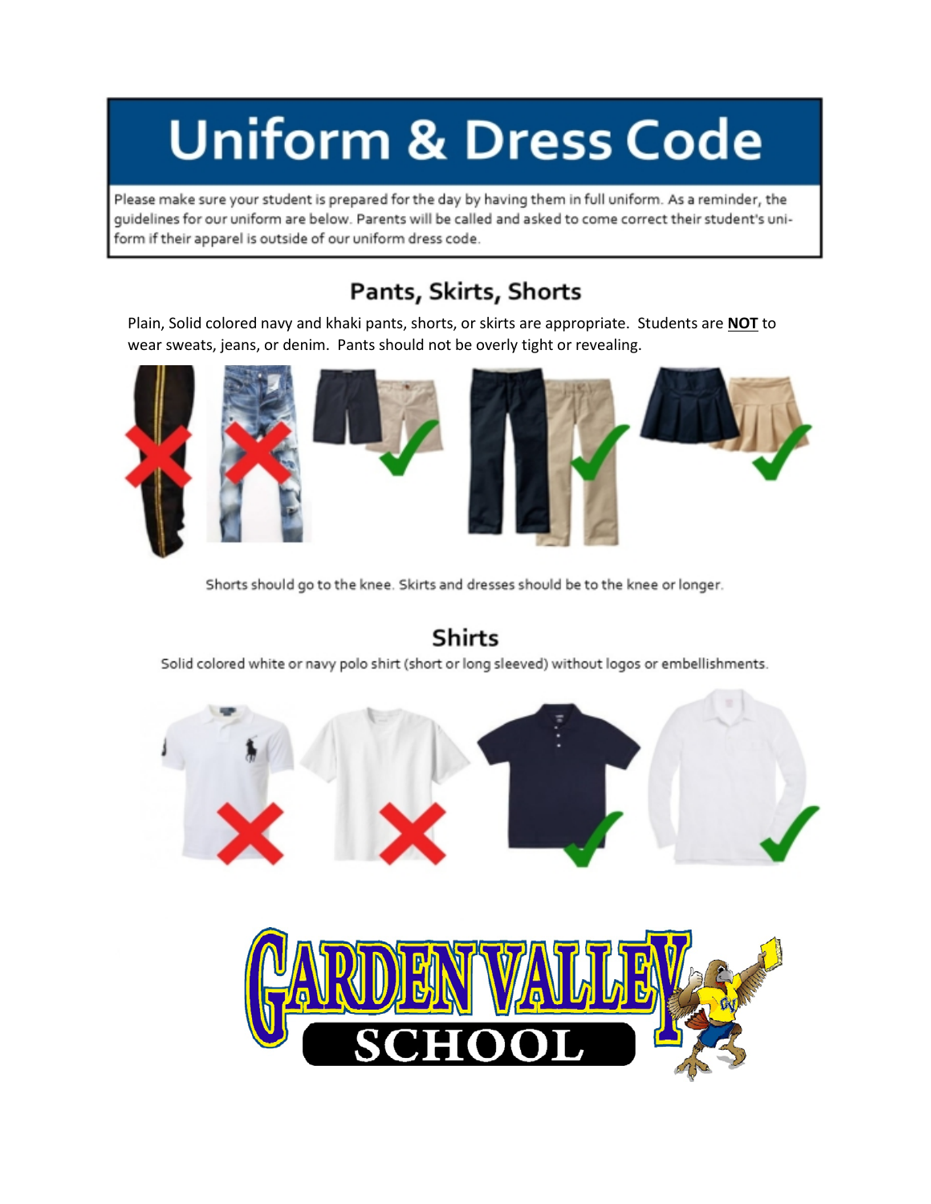# Uniform & Dress Code

Please make sure your student is prepared for the day by having them in full uniform. As a reminder, the guidelines for our uniform are below. Parents will be called and asked to come correct their student's uniform if their apparel is outside of our uniform dress code.

## Pants, Skirts, Shorts

Plain, Solid colored navy and khaki pants, shorts, or skirts are appropriate. Students are **NOT** to wear sweats, jeans, or denim. Pants should not be overly tight or revealing.

Shorts should go to the knee. Skirts and dresses should be to the knee or longer.

## Shirts

Solid colored white or navy polo shirt (short or long sleeved) without logos or embellishments.

GARDEN VALLEY SCHOOL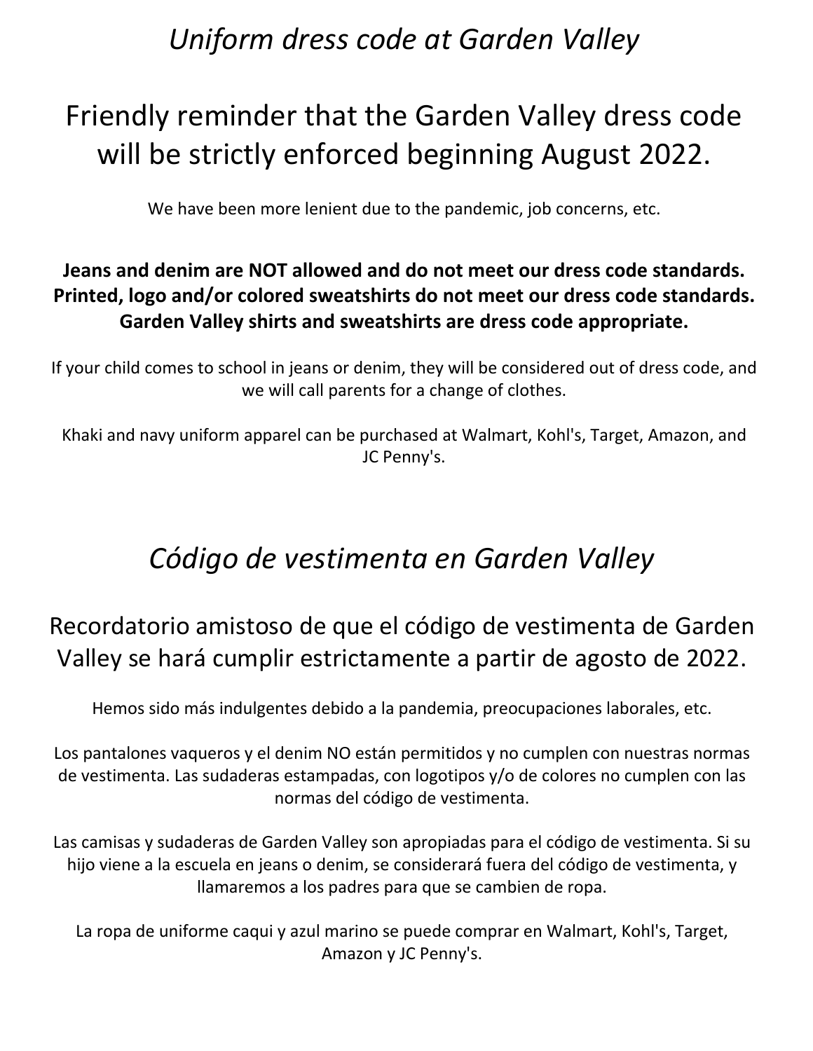# *Uniform dress code at Garden Valley*

## Friendly reminder that the Garden Valley dress code will be strictly enforced beginning August 2022.

We have been more lenient due to the pandemic, job concerns, etc.

**Jeans and denim are NOT allowed and do not meet our dress code standards. Printed, logo and/or colored sweatshirts do not meet our dress code standards. Garden Valley shirts and sweatshirts are dress code appropriate.**

If your child comes to school in jeans or denim, they will be considered out of dress code, and we will call parents for a change of clothes.

Khaki and navy uniform apparel can be purchased at Walmart, Kohl's, Target, Amazon, and JC Penny's.

# *Código de vestimenta en Garden Valley*

## Recordatorio amistoso de que el código de vestimenta de Garden Valley se hará cumplir estrictamente a partir de agosto de 2022.

Hemos sido más indulgentes debido a la pandemia, preocupaciones laborales, etc.

Los pantalones vaqueros y el denim NO están permitidos y no cumplen con nuestras normas de vestimenta. Las sudaderas estampadas, con logotipos y/o de colores no cumplen con las normas del código de vestimenta.

Las camisas y sudaderas de Garden Valley son apropiadas para el código de vestimenta. Si su hijo viene a la escuela en jeans o denim, se considerará fuera del código de vestimenta, y llamaremos a los padres para que se cambien de ropa.

La ropa de uniforme caqui y azul marino se puede comprar en Walmart, Kohl's, Target, Amazon y JC Penny's.